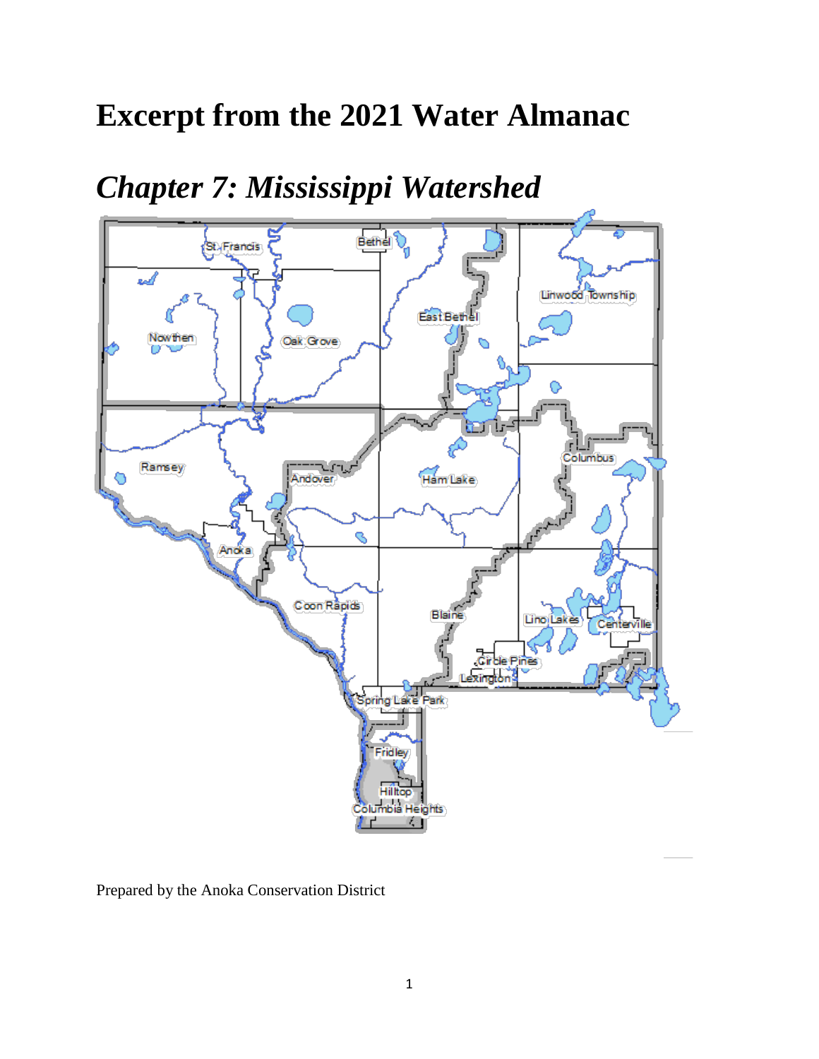# Excerpt from the 2021 Water Almanac

## *Chapter 7: Mississippi Watershed*

St. Francis
Bethel
Linwood Township
East Bethel
Nowthen
Oak Grove
Columbus
Ramsey
Andover
Ham Lake
Anoka
Coon Rapids
Blaine
Lino Lakes
Centerville
Circle Pines
Lexington
Spring Lake Park
Fridley
Hilltop
Columbia Heights

Prepared by the Anoka Conservation District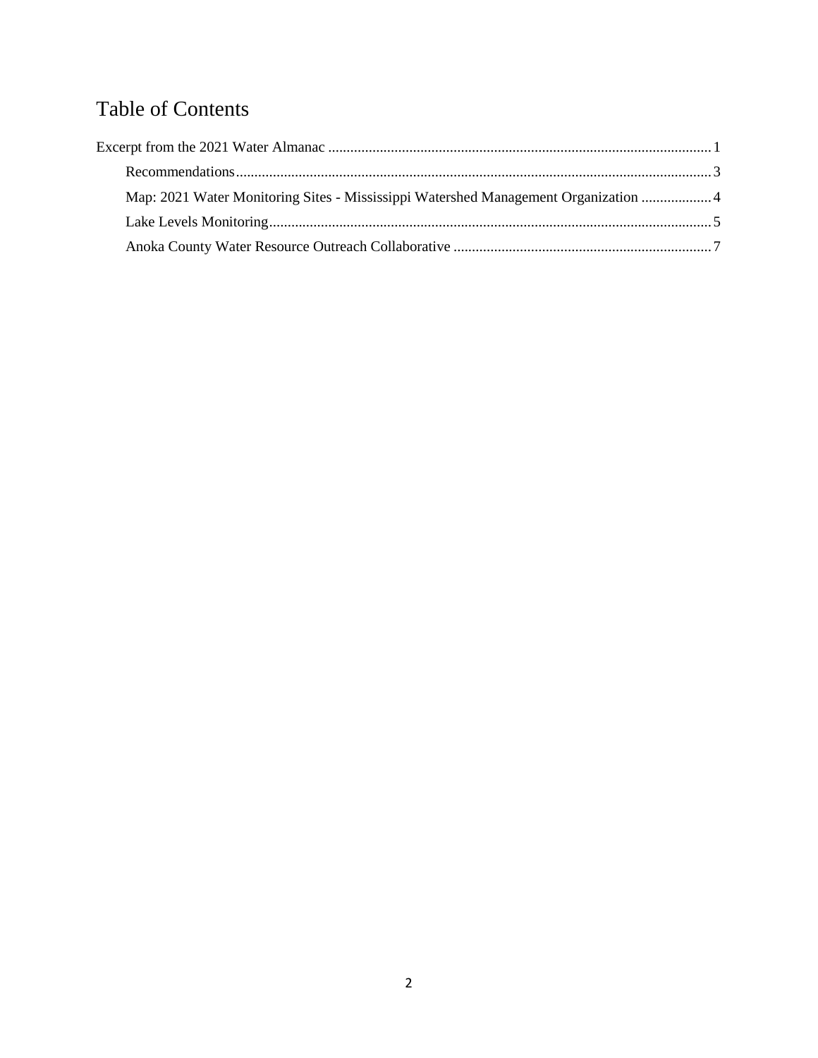# Table of Contents

Excerpt from the 2021 Water Almanac ........................................................................................................ 1

- Recommendations ................................................................................................................................ 3
- Map: 2021 Water Monitoring Sites - Mississippi Watershed Management Organization ................... 4
- Lake Levels Monitoring ........................................................................................................................ 5
- Anoka County Water Resource Outreach Collaborative ...................................................................... 7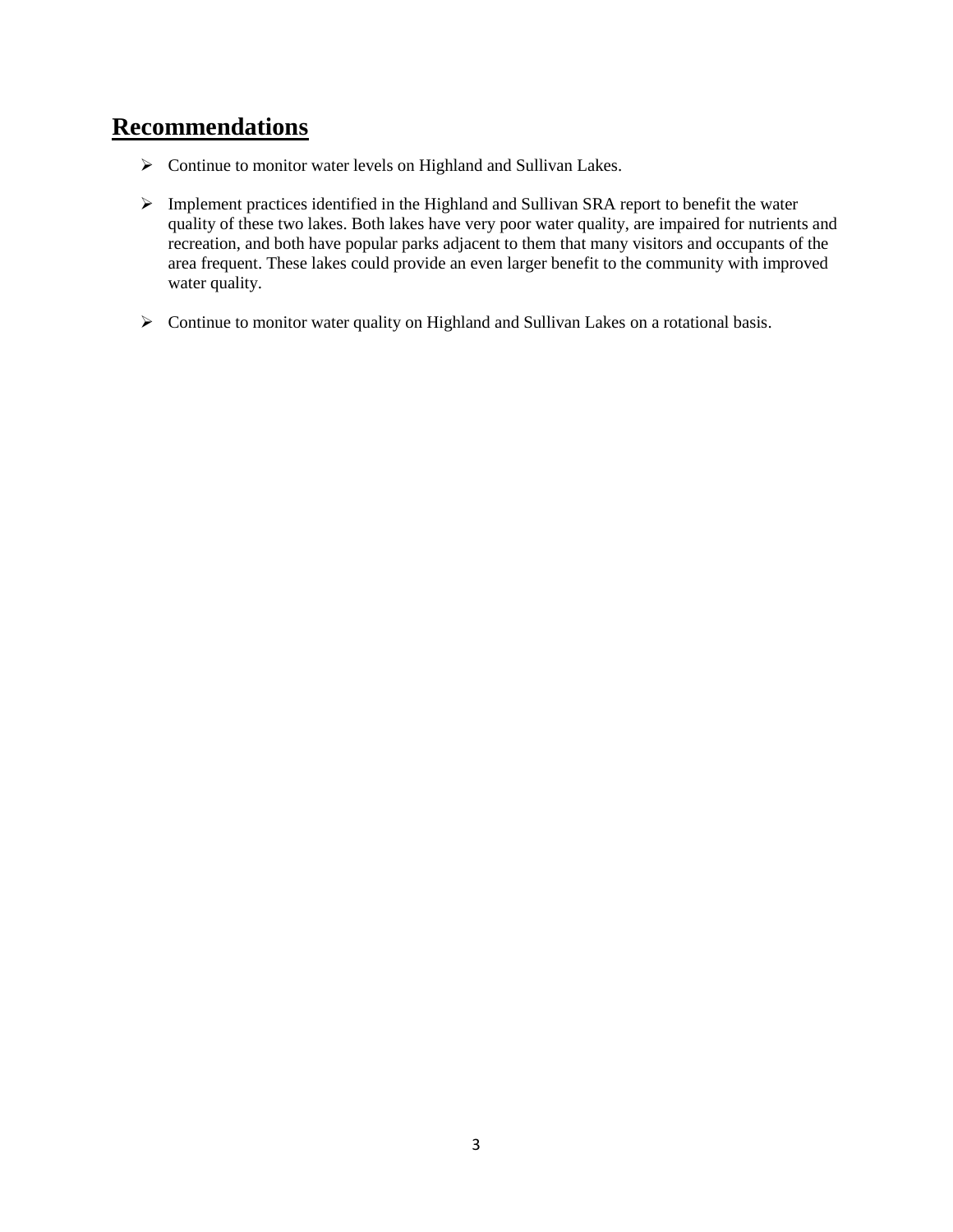## Recommendations

- Continue to monitor water levels on Highland and Sullivan Lakes.
- Implement practices identified in the Highland and Sullivan SRA report to benefit the water quality of these two lakes. Both lakes have very poor water quality, are impaired for nutrients and recreation, and both have popular parks adjacent to them that many visitors and occupants of the area frequent. These lakes could provide an even larger benefit to the community with improved water quality.
- Continue to monitor water quality on Highland and Sullivan Lakes on a rotational basis.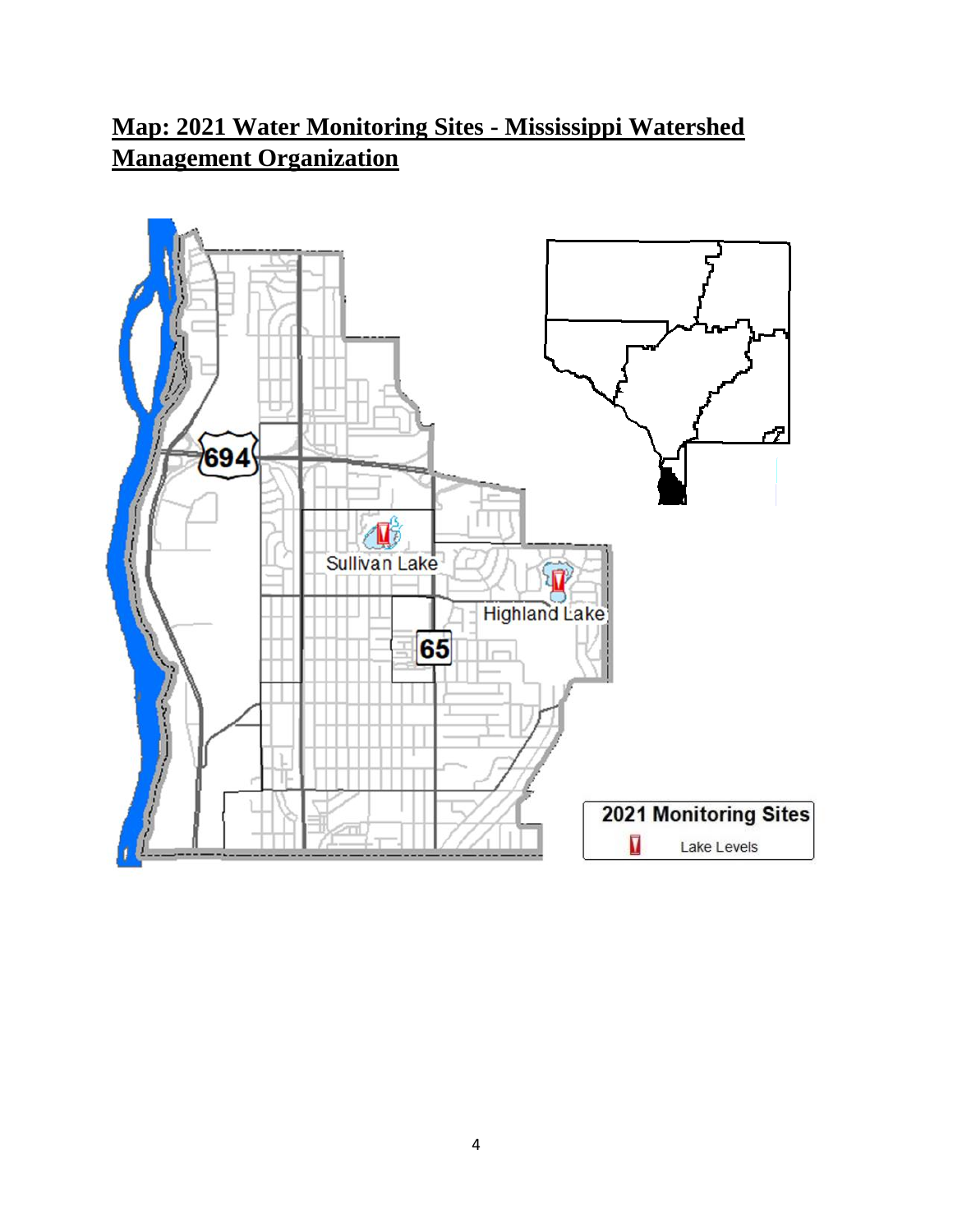## Map: 2021 Water Monitoring Sites - Mississippi Watershed Management Organization

694

Sullivan Lake

Highland Lake

65

2021 Monitoring Sites

Lake Levels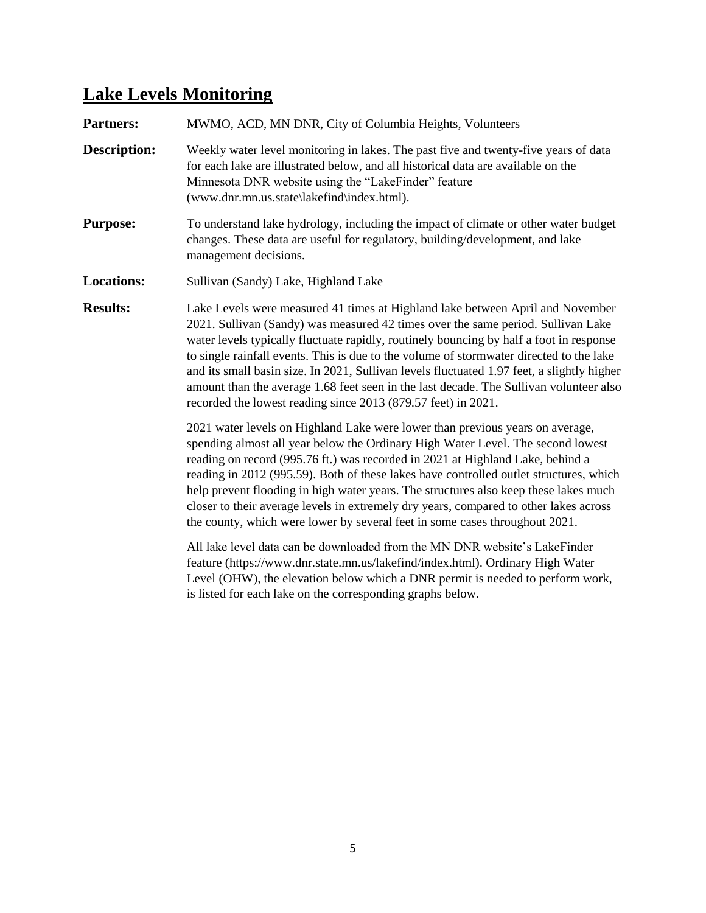# Lake Levels Monitoring

**Partners:** MWMO, ACD, MN DNR, City of Columbia Heights, Volunteers

**Description:** Weekly water level monitoring in lakes. The past five and twenty-five years of data for each lake are illustrated below, and all historical data are available on the Minnesota DNR website using the "LakeFinder" feature (www.dnr.mn.us.state\lakefind\index.html).

**Purpose:** To understand lake hydrology, including the impact of climate or other water budget changes. These data are useful for regulatory, building/development, and lake management decisions.

**Locations:** Sullivan (Sandy) Lake, Highland Lake

**Results:** Lake Levels were measured 41 times at Highland lake between April and November 2021. Sullivan (Sandy) was measured 42 times over the same period. Sullivan Lake water levels typically fluctuate rapidly, routinely bouncing by half a foot in response to single rainfall events. This is due to the volume of stormwater directed to the lake and its small basin size. In 2021, Sullivan levels fluctuated 1.97 feet, a slightly higher amount than the average 1.68 feet seen in the last decade. The Sullivan volunteer also recorded the lowest reading since 2013 (879.57 feet) in 2021.

2021 water levels on Highland Lake were lower than previous years on average, spending almost all year below the Ordinary High Water Level. The second lowest reading on record (995.76 ft.) was recorded in 2021 at Highland Lake, behind a reading in 2012 (995.59). Both of these lakes have controlled outlet structures, which help prevent flooding in high water years. The structures also keep these lakes much closer to their average levels in extremely dry years, compared to other lakes across the county, which were lower by several feet in some cases throughout 2021.

All lake level data can be downloaded from the MN DNR website's LakeFinder feature (https://www.dnr.state.mn.us/lakefind/index.html). Ordinary High Water Level (OHW), the elevation below which a DNR permit is needed to perform work, is listed for each lake on the corresponding graphs below.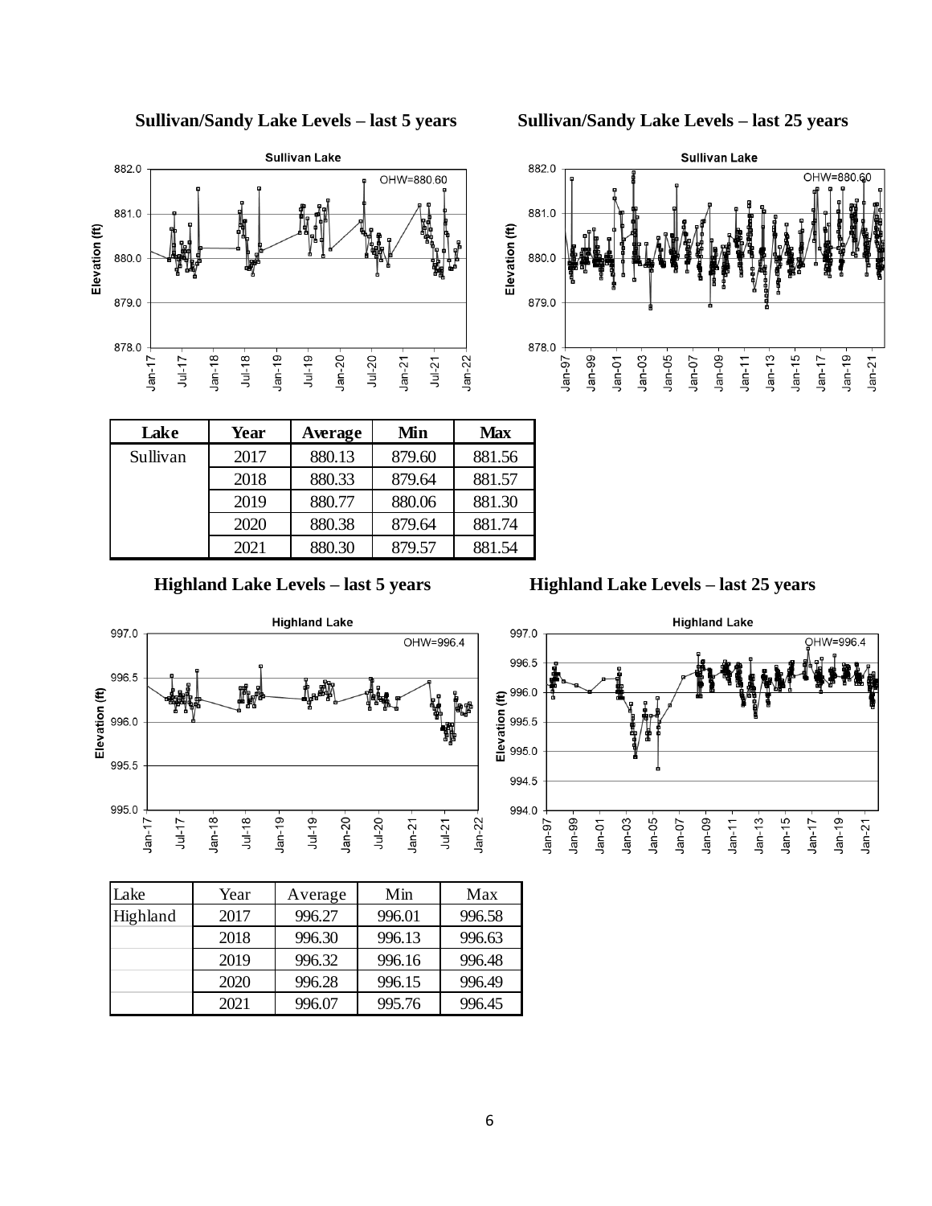**Sullivan/Sandy Lake Levels – last 5 years**

Sullivan Lake

882.0
881.0
880.0
879.0
878.0

Elevation (ft)

OHW=880.60

Jan-17 Jul-17 Jan-18 Jul-18 Jan-19 Jul-19 Jan-20 Jul-20 Jan-21 Jul-21 Jan-22

**Sullivan/Sandy Lake Levels – last 25 years**

Sullivan Lake

882.0
881.0
880.0
879.0
878.0

Elevation (ft)

OHW=880.60

Jan-97 Jan-99 Jan-01 Jan-03 Jan-05 Jan-07 Jan-09 Jan-11 Jan-13 Jan-15 Jan-17 Jan-19 Jan-21

| Lake | Year | Average | Min | Max |
|---|---|---|---|---|
| Sullivan | 2017 | 880.13 | 879.60 | 881.56 |
| | 2018 | 880.33 | 879.64 | 881.57 |
| | 2019 | 880.77 | 880.06 | 881.30 |
| | 2020 | 880.38 | 879.64 | 881.74 |
| | 2021 | 880.30 | 879.57 | 881.54 |

**Highland Lake Levels – last 5 years**

Highland Lake

997.0
996.5
996.0
995.5
995.0

Elevation (ft)

OHW=996.4

Jan-17 Jul-17 Jan-18 Jul-18 Jan-19 Jul-19 Jan-20 Jul-20 Jan-21 Jul-21 Jan-22

**Highland Lake Levels – last 25 years**

Highland Lake

997.0
996.5
996.0
995.5
995.0
994.5
994.0

Elevation (ft)

OHW=996.4

Jan-97 Jan-99 Jan-01 Jan-03 Jan-05 Jan-07 Jan-09 Jan-11 Jan-13 Jan-15 Jan-17 Jan-19 Jan-21

| Lake | Year | Average | Min | Max |
|---|---|---|---|---|
| Highland | 2017 | 996.27 | 996.01 | 996.58 |
| | 2018 | 996.30 | 996.13 | 996.63 |
| | 2019 | 996.32 | 996.16 | 996.48 |
| | 2020 | 996.28 | 996.15 | 996.49 |
| | 2021 | 996.07 | 995.76 | 996.45 |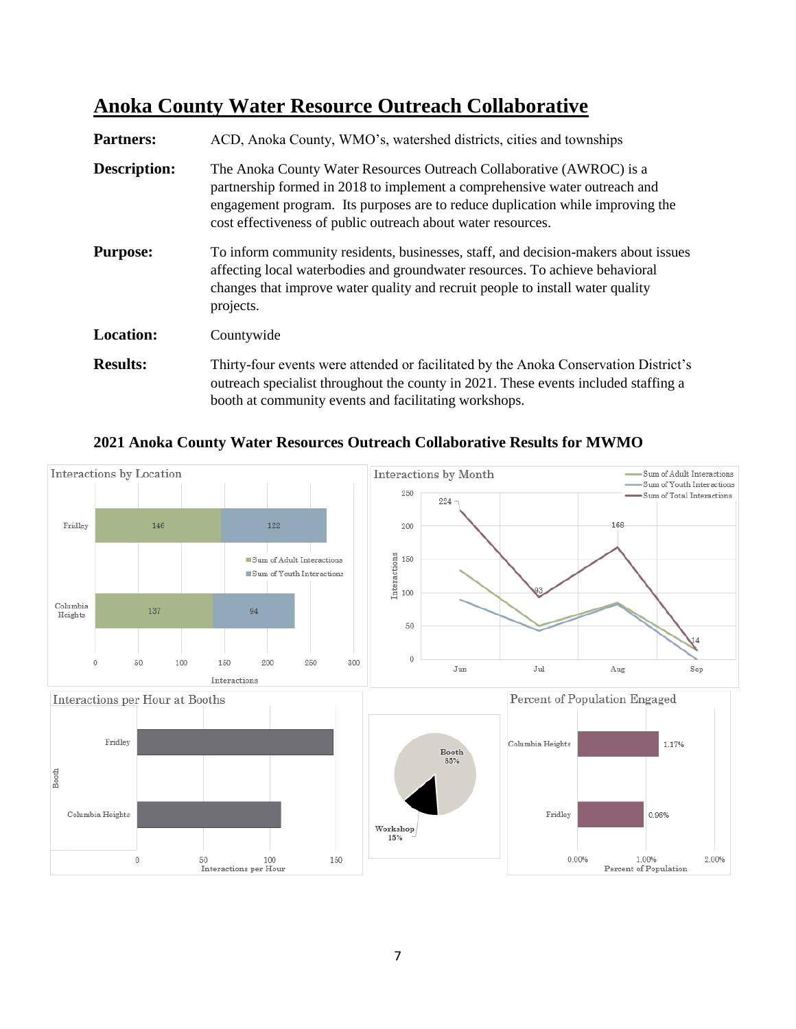# Anoka County Water Resource Outreach Collaborative

**Partners:** ACD, Anoka County, WMO's, watershed districts, cities and townships

**Description:** The Anoka County Water Resources Outreach Collaborative (AWROC) is a partnership formed in 2018 to implement a comprehensive water outreach and engagement program. Its purposes are to reduce duplication while improving the cost effectiveness of public outreach about water resources.

**Purpose:** To inform community residents, businesses, staff, and decision-makers about issues affecting local waterbodies and groundwater resources. To achieve behavioral changes that improve water quality and recruit people to install water quality projects.

**Location:** Countywide

**Results:** Thirty-four events were attended or facilitated by the Anoka Conservation District's outreach specialist throughout the county in 2021. These events included staffing a booth at community events and facilitating workshops.

### 2021 Anoka County Water Resources Outreach Collaborative Results for MWMO

Interactions by Location

Fridley: 146, 122

Columbia Heights: 137, 94

Sum of Adult Interactions
Sum of Youth Interactions

0, 50, 100, 150, 200, 250, 300
Interactions

Interactions by Month

Sum of Adult Interactions
Sum of Youth Interactions
Sum of Total Interactions

Interactions

0, 50, 100, 150, 200, 250

224, 93, 168, 14

Jun, Jul, Aug, Sep

Interactions per Hour at Booths

Booth

Fridley
Columbia Heights

0, 50, 100, 150
Interactions per Hour

Booth 85%
Workshop 15%

Percent of Population Engaged

Columbia Heights: 1.17%
Fridley: 0.96%

0.00%, 1.00%, 2.00%
Percent of Population